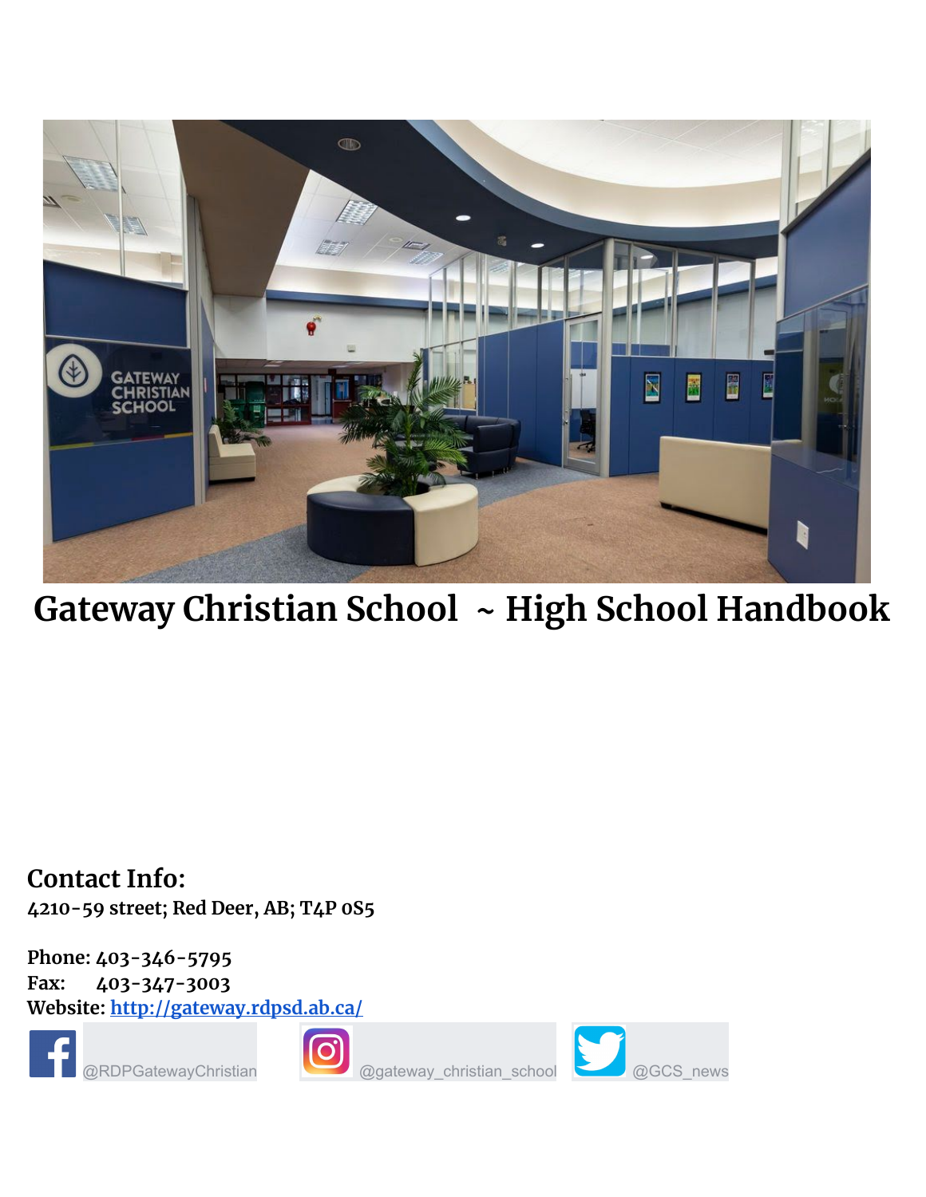# Gateway Christian School ~ High School Handbook

## Contact Info:

**4210-59 street; Red Deer, AB; T4P 0S5**

**Phone:** 403-346-5795
**Fax:** 403-347-3003
**Website:** [http://gateway.rdpsd.ab.ca/](http://gateway.rdpsd.ab.ca/)

@RDPGatewayChristian    @gateway_christian_school    @GCS_news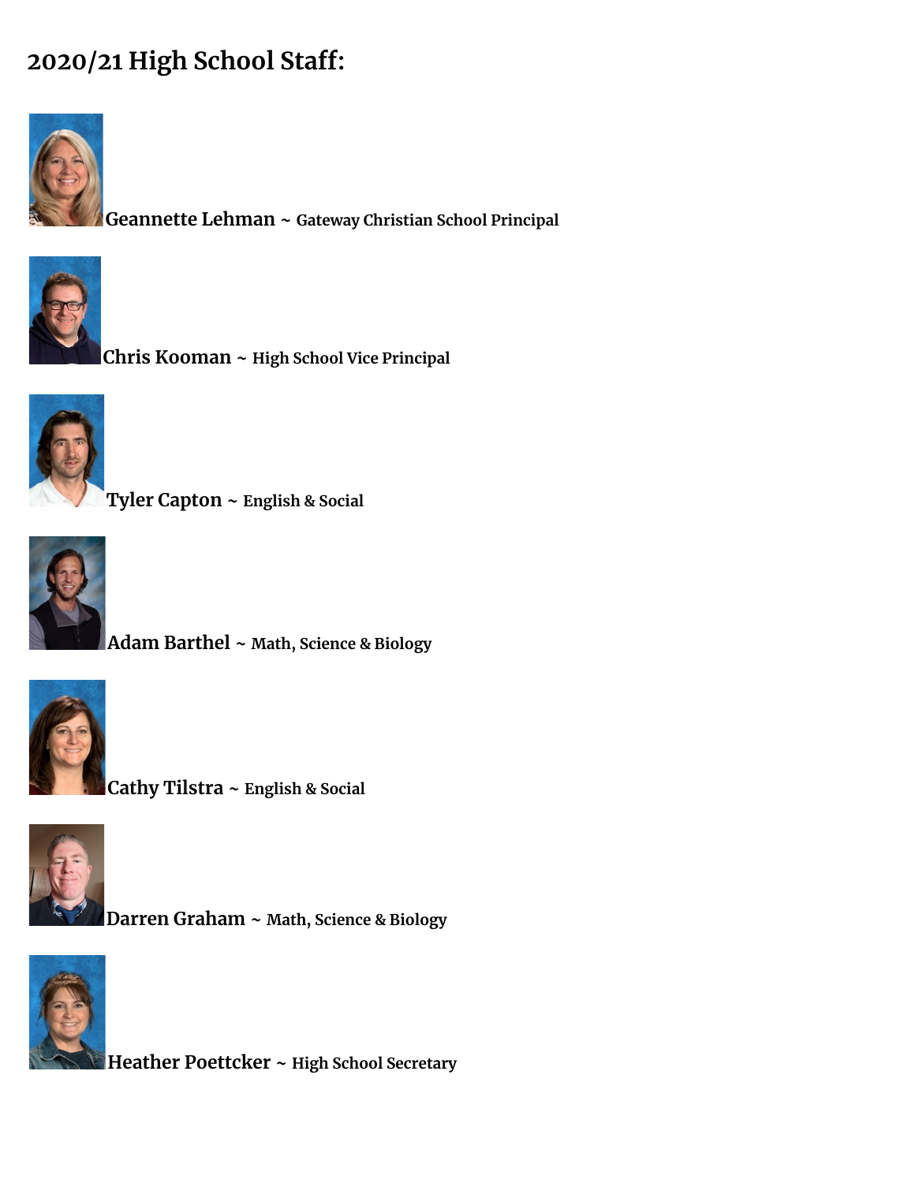## 2020/21 High School Staff:

**Geannette Lehman** ~ **Gateway Christian School Principal**

**Chris Kooman** ~ **High School Vice Principal**

**Tyler Capton** ~ **English & Social**

**Adam Barthel** ~ **Math, Science & Biology**

**Cathy Tilstra** ~ **English & Social**

**Darren Graham** ~ **Math, Science & Biology**

**Heather Poettcker** ~ **High School Secretary**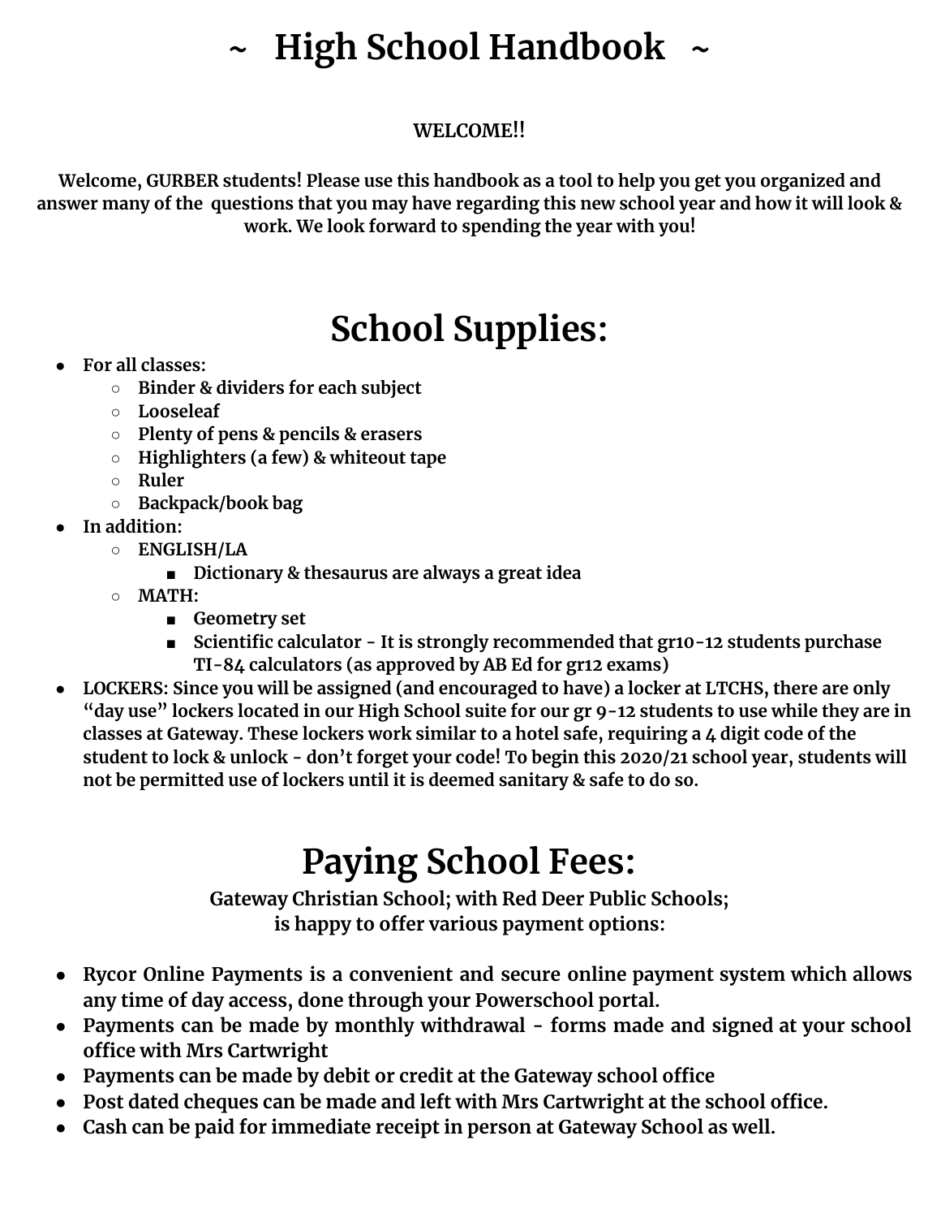# ~ High School Handbook ~

**WELCOME!!**

**Welcome, GURBER students! Please use this handbook as a tool to help you get you organized and answer many of the questions that you may have regarding this new school year and how it will look & work. We look forward to spending the year with you!**

## School Supplies:

- **For all classes:**
  - **Binder & dividers for each subject**
  - **Looseleaf**
  - **Plenty of pens & pencils & erasers**
  - **Highlighters (a few) & whiteout tape**
  - **Ruler**
  - **Backpack/book bag**
- **In addition:**
  - **ENGLISH/LA**
    - **Dictionary & thesaurus are always a great idea**
  - **MATH:**
    - **Geometry set**
    - **Scientific calculator - It is strongly recommended that gr10-12 students purchase TI-84 calculators (as approved by AB Ed for gr12 exams)**
- **LOCKERS: Since you will be assigned (and encouraged to have) a locker at LTCHS, there are only "day use" lockers located in our High School suite for our gr 9-12 students to use while they are in classes at Gateway. These lockers work similar to a hotel safe, requiring a 4 digit code of the student to lock & unlock - don't forget your code! To begin this 2020/21 school year, students will not be permitted use of lockers until it is deemed sanitary & safe to do so.**

## Paying School Fees:

**Gateway Christian School; with Red Deer Public Schools; is happy to offer various payment options:**

- **Rycor Online Payments is a convenient and secure online payment system which allows any time of day access, done through your Powerschool portal.**
- **Payments can be made by monthly withdrawal - forms made and signed at your school office with Mrs Cartwright**
- **Payments can be made by debit or credit at the Gateway school office**
- **Post dated cheques can be made and left with Mrs Cartwright at the school office.**
- **Cash can be paid for immediate receipt in person at Gateway School as well.**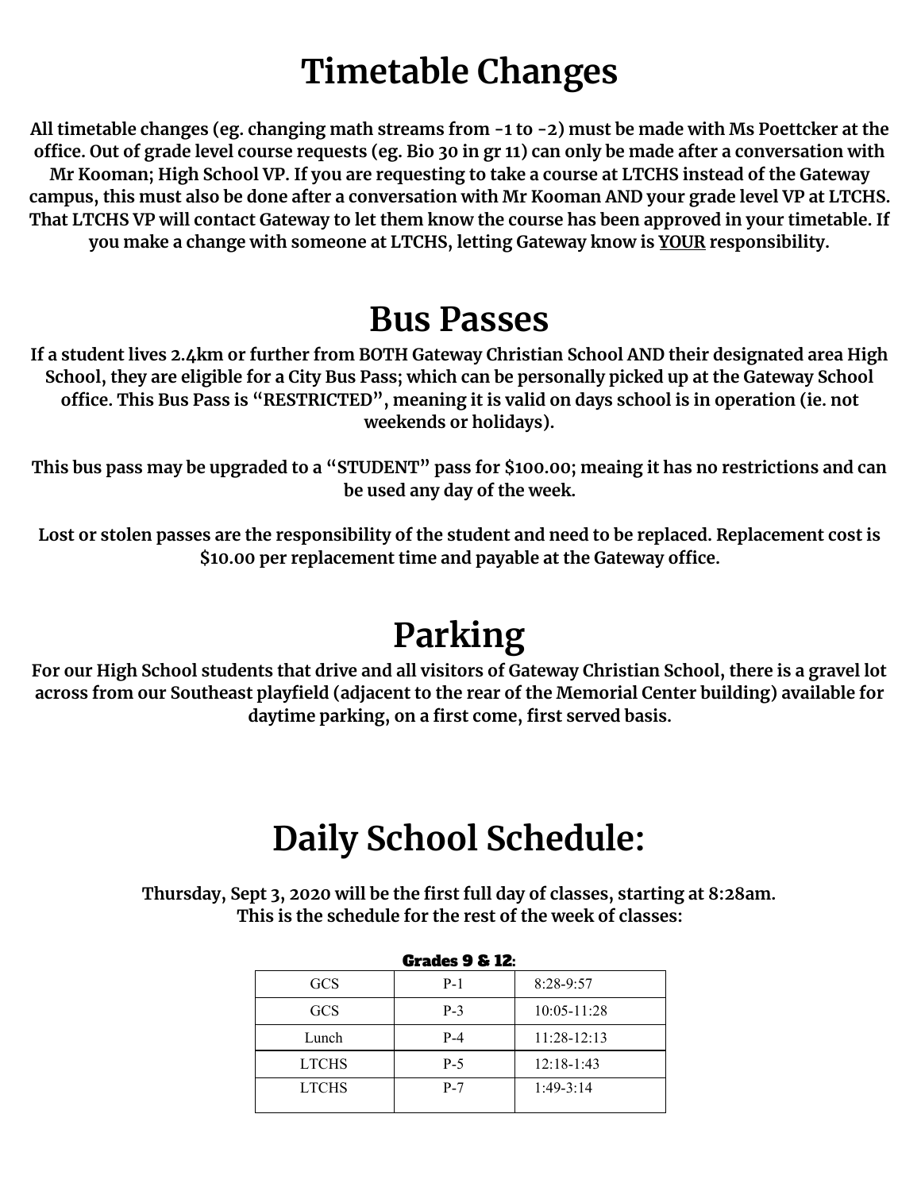# Timetable Changes

**All timetable changes (eg. changing math streams from -1 to -2) must be made with Ms Poettcker at the office. Out of grade level course requests (eg. Bio 30 in gr 11) can only be made after a conversation with Mr Kooman; High School VP. If you are requesting to take a course at LTCHS instead of the Gateway campus, this must also be done after a conversation with Mr Kooman AND your grade level VP at LTCHS. That LTCHS VP will contact Gateway to let them know the course has been approved in your timetable. If you make a change with someone at LTCHS, letting Gateway know is <u>YOUR</u> responsibility.**

# Bus Passes

**If a student lives 2.4km or further from BOTH Gateway Christian School AND their designated area High School, they are eligible for a City Bus Pass; which can be personally picked up at the Gateway School office. This Bus Pass is "RESTRICTED", meaning it is valid on days school is in operation (ie. not weekends or holidays).**

**This bus pass may be upgraded to a "STUDENT" pass for $100.00; meaing it has no restrictions and can be used any day of the week.**

**Lost or stolen passes are the responsibility of the student and need to be replaced. Replacement cost is $10.00 per replacement time and payable at the Gateway office.**

# Parking

**For our High School students that drive and all visitors of Gateway Christian School, there is a gravel lot across from our Southeast playfield (adjacent to the rear of the Memorial Center building) available for daytime parking, on a first come, first served basis.**

# Daily School Schedule:

**Thursday, Sept 3, 2020 will be the first full day of classes, starting at 8:28am.**
**This is the schedule for the rest of the week of classes:**

**Grades 9 & 12:**

| | | |
|---|---|---|
| GCS | P-1 | 8:28-9:57 |
| GCS | P-3 | 10:05-11:28 |
| Lunch | P-4 | 11:28-12:13 |
| LTCHS | P-5 | 12:18-1:43 |
| LTCHS | P-7 | 1:49-3:14 |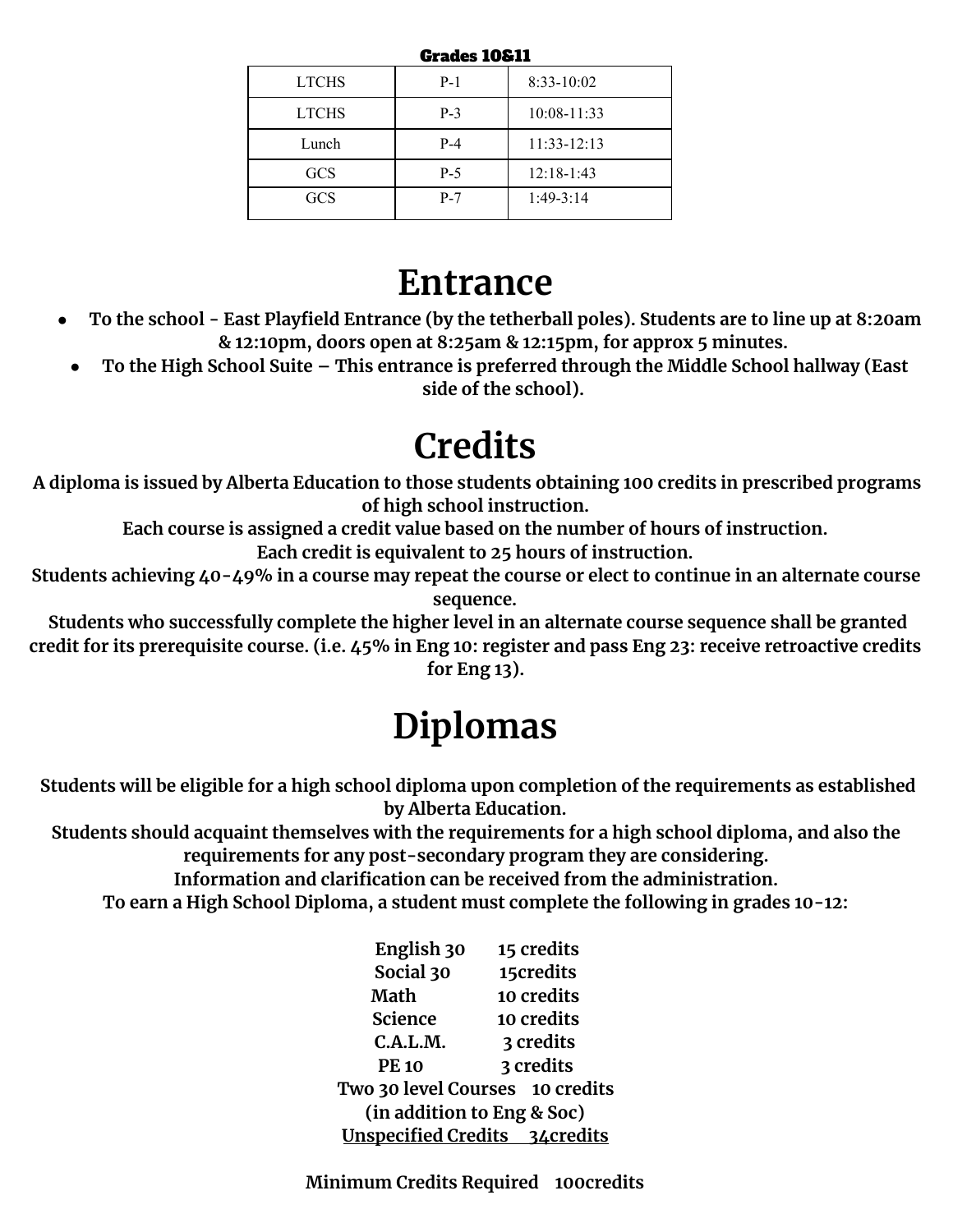**Grades 10&11**

| | | |
|---|---|---|
| LTCHS | P-1 | 8:33-10:02 |
| LTCHS | P-3 | 10:08-11:33 |
| Lunch | P-4 | 11:33-12:13 |
| GCS | P-5 | 12:18-1:43 |
| GCS | P-7 | 1:49-3:14 |

# Entrance

- **To the school - East Playfield Entrance (by the tetherball poles). Students are to line up at 8:20am & 12:10pm, doors open at 8:25am & 12:15pm, for approx 5 minutes.**
- **To the High School Suite – This entrance is preferred through the Middle School hallway (East side of the school).**

# Credits

**A diploma is issued by Alberta Education to those students obtaining 100 credits in prescribed programs of high school instruction.**

**Each course is assigned a credit value based on the number of hours of instruction.**

**Each credit is equivalent to 25 hours of instruction.**

**Students achieving 40-49% in a course may repeat the course or elect to continue in an alternate course sequence.**

**Students who successfully complete the higher level in an alternate course sequence shall be granted credit for its prerequisite course. (i.e. 45% in Eng 10: register and pass Eng 23: receive retroactive credits for Eng 13).**

# Diplomas

**Students will be eligible for a high school diploma upon completion of the requirements as established by Alberta Education.**

**Students should acquaint themselves with the requirements for a high school diploma, and also the requirements for any post-secondary program they are considering.**

**Information and clarification can be received from the administration.**

**To earn a High School Diploma, a student must complete the following in grades 10-12:**

**English 30 15 credits**
**Social 30 15credits**
**Math 10 credits**
**Science 10 credits**
**C.A.L.M. 3 credits**
**PE 10 3 credits**
**Two 30 level Courses 10 credits**
**(in addition to Eng & Soc)**
**<u>Unspecified Credits 34credits</u>**

**Minimum Credits Required 100credits**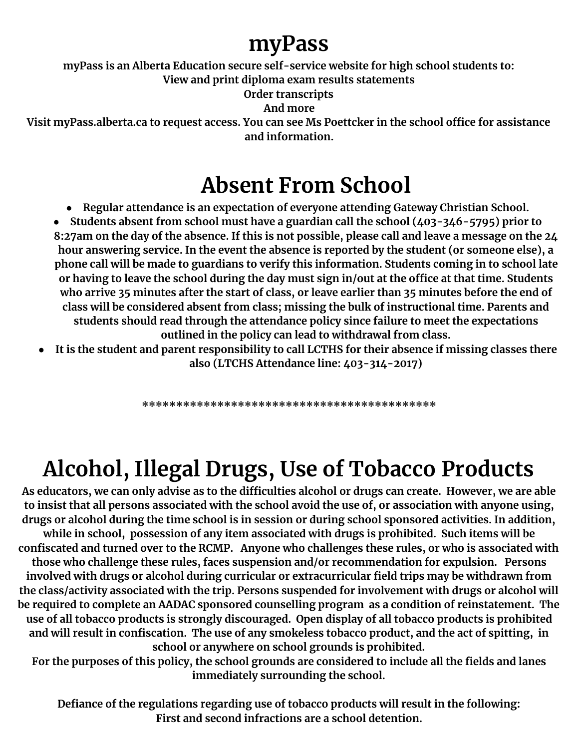# myPass

**myPass is an Alberta Education secure self-service website for high school students to:**
**View and print diploma exam results statements**
**Order transcripts**
**And more**
**Visit myPass.alberta.ca to request access. You can see Ms Poettcker in the school office for assistance and information.**

# Absent From School

- **Regular attendance is an expectation of everyone attending Gateway Christian School.**
- **Students absent from school must have a guardian call the school (403-346-5795) prior to 8:27am on the day of the absence. If this is not possible, please call and leave a message on the 24 hour answering service. In the event the absence is reported by the student (or someone else), a phone call will be made to guardians to verify this information. Students coming in to school late or having to leave the school during the day must sign in/out at the office at that time. Students who arrive 35 minutes after the start of class, or leave earlier than 35 minutes before the end of class will be considered absent from class; missing the bulk of instructional time. Parents and students should read through the attendance policy since failure to meet the expectations outlined in the policy can lead to withdrawal from class.**
- **It is the student and parent responsibility to call LCTHS for their absence if missing classes there also (LTCHS Attendance line: 403-314-2017)**

*******************************************

# Alcohol, Illegal Drugs, Use of Tobacco Products

**As educators, we can only advise as to the difficulties alcohol or drugs can create. However, we are able to insist that all persons associated with the school avoid the use of, or association with anyone using, drugs or alcohol during the time school is in session or during school sponsored activities. In addition, while in school, possession of any item associated with drugs is prohibited. Such items will be confiscated and turned over to the RCMP. Anyone who challenges these rules, or who is associated with those who challenge these rules, faces suspension and/or recommendation for expulsion. Persons involved with drugs or alcohol during curricular or extracurricular field trips may be withdrawn from the class/activity associated with the trip. Persons suspended for involvement with drugs or alcohol will be required to complete an AADAC sponsored counselling program as a condition of reinstatement. The use of all tobacco products is strongly discouraged. Open display of all tobacco products is prohibited and will result in confiscation. The use of any smokeless tobacco product, and the act of spitting, in school or anywhere on school grounds is prohibited.**
**For the purposes of this policy, the school grounds are considered to include all the fields and lanes immediately surrounding the school.**

**Defiance of the regulations regarding use of tobacco products will result in the following:**
**First and second infractions are a school detention.**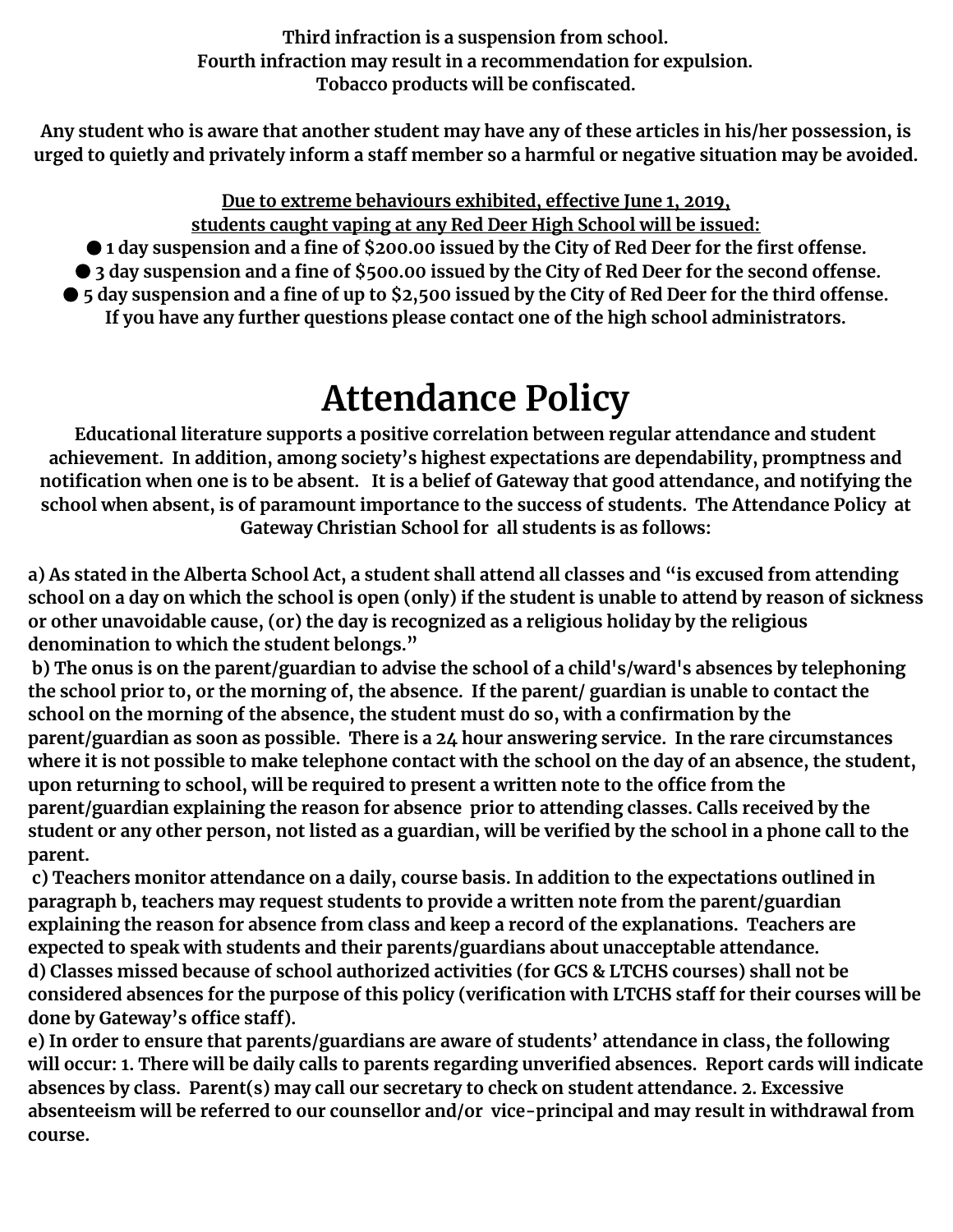**Third infraction is a suspension from school.**
**Fourth infraction may result in a recommendation for expulsion.**
**Tobacco products will be confiscated.**

**Any student who is aware that another student may have any of these articles in his/her possession, is urged to quietly and privately inform a staff member so a harmful or negative situation may be avoided.**

**<u>Due to extreme behaviours exhibited, effective June 1, 2019, students caught vaping at any Red Deer High School will be issued:</u>**

- **1 day suspension and a fine of $200.00 issued by the City of Red Deer for the first offense.**
- **3 day suspension and a fine of $500.00 issued by the City of Red Deer for the second offense.**
- **5 day suspension and a fine of up to $2,500 issued by the City of Red Deer for the third offense.**

**If you have any further questions please contact one of the high school administrators.**

# Attendance Policy

**Educational literature supports a positive correlation between regular attendance and student achievement. In addition, among society's highest expectations are dependability, promptness and notification when one is to be absent. It is a belief of Gateway that good attendance, and notifying the school when absent, is of paramount importance to the success of students. The Attendance Policy at Gateway Christian School for all students is as follows:**

**a) As stated in the Alberta School Act, a student shall attend all classes and "is excused from attending school on a day on which the school is open (only) if the student is unable to attend by reason of sickness or other unavoidable cause, (or) the day is recognized as a religious holiday by the religious denomination to which the student belongs."**

**b) The onus is on the parent/guardian to advise the school of a child's/ward's absences by telephoning the school prior to, or the morning of, the absence. If the parent/ guardian is unable to contact the school on the morning of the absence, the student must do so, with a confirmation by the parent/guardian as soon as possible. There is a 24 hour answering service. In the rare circumstances where it is not possible to make telephone contact with the school on the day of an absence, the student, upon returning to school, will be required to present a written note to the office from the parent/guardian explaining the reason for absence prior to attending classes. Calls received by the student or any other person, not listed as a guardian, will be verified by the school in a phone call to the parent.**

**c) Teachers monitor attendance on a daily, course basis. In addition to the expectations outlined in paragraph b, teachers may request students to provide a written note from the parent/guardian explaining the reason for absence from class and keep a record of the explanations. Teachers are expected to speak with students and their parents/guardians about unacceptable attendance.**

**d) Classes missed because of school authorized activities (for GCS & LTCHS courses) shall not be considered absences for the purpose of this policy (verification with LTCHS staff for their courses will be done by Gateway's office staff).**

**e) In order to ensure that parents/guardians are aware of students' attendance in class, the following will occur: 1. There will be daily calls to parents regarding unverified absences. Report cards will indicate absences by class. Parent(s) may call our secretary to check on student attendance. 2. Excessive absenteeism will be referred to our counsellor and/or vice-principal and may result in withdrawal from course.**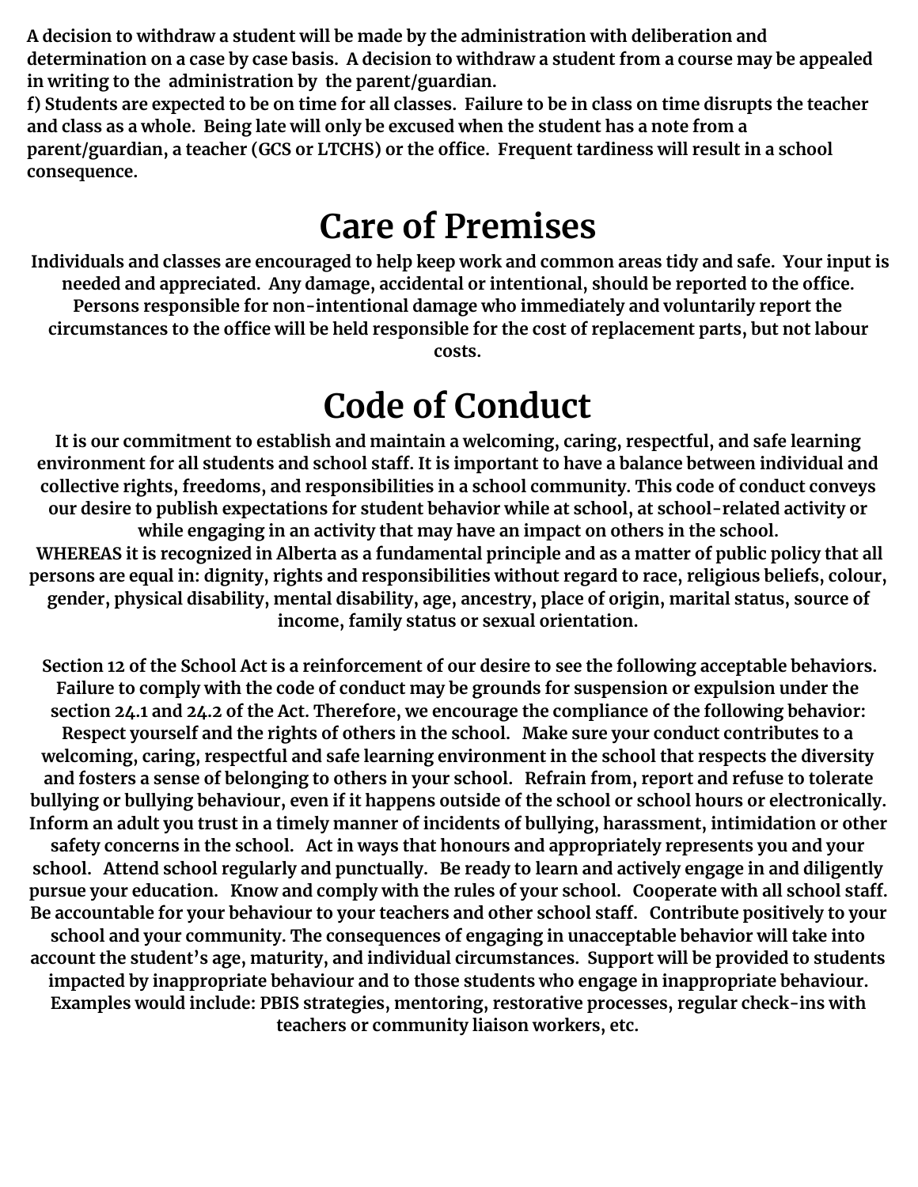**A decision to withdraw a student will be made by the administration with deliberation and determination on a case by case basis. A decision to withdraw a student from a course may be appealed in writing to the administration by the parent/guardian.**

**f) Students are expected to be on time for all classes. Failure to be in class on time disrupts the teacher and class as a whole. Being late will only be excused when the student has a note from a parent/guardian, a teacher (GCS or LTCHS) or the office. Frequent tardiness will result in a school consequence.**

# Care of Premises

**Individuals and classes are encouraged to help keep work and common areas tidy and safe. Your input is needed and appreciated. Any damage, accidental or intentional, should be reported to the office. Persons responsible for non-intentional damage who immediately and voluntarily report the circumstances to the office will be held responsible for the cost of replacement parts, but not labour costs.**

# Code of Conduct

**It is our commitment to establish and maintain a welcoming, caring, respectful, and safe learning environment for all students and school staff. It is important to have a balance between individual and collective rights, freedoms, and responsibilities in a school community. This code of conduct conveys our desire to publish expectations for student behavior while at school, at school-related activity or while engaging in an activity that may have an impact on others in the school.**

**WHEREAS it is recognized in Alberta as a fundamental principle and as a matter of public policy that all persons are equal in: dignity, rights and responsibilities without regard to race, religious beliefs, colour, gender, physical disability, mental disability, age, ancestry, place of origin, marital status, source of income, family status or sexual orientation.**

**Section 12 of the School Act is a reinforcement of our desire to see the following acceptable behaviors. Failure to comply with the code of conduct may be grounds for suspension or expulsion under the section 24.1 and 24.2 of the Act. Therefore, we encourage the compliance of the following behavior: Respect yourself and the rights of others in the school. Make sure your conduct contributes to a welcoming, caring, respectful and safe learning environment in the school that respects the diversity and fosters a sense of belonging to others in your school. Refrain from, report and refuse to tolerate bullying or bullying behaviour, even if it happens outside of the school or school hours or electronically. Inform an adult you trust in a timely manner of incidents of bullying, harassment, intimidation or other safety concerns in the school. Act in ways that honours and appropriately represents you and your school. Attend school regularly and punctually. Be ready to learn and actively engage in and diligently pursue your education. Know and comply with the rules of your school. Cooperate with all school staff. Be accountable for your behaviour to your teachers and other school staff. Contribute positively to your school and your community. The consequences of engaging in unacceptable behavior will take into account the student's age, maturity, and individual circumstances. Support will be provided to students impacted by inappropriate behaviour and to those students who engage in inappropriate behaviour. Examples would include: PBIS strategies, mentoring, restorative processes, regular check-ins with teachers or community liaison workers, etc.**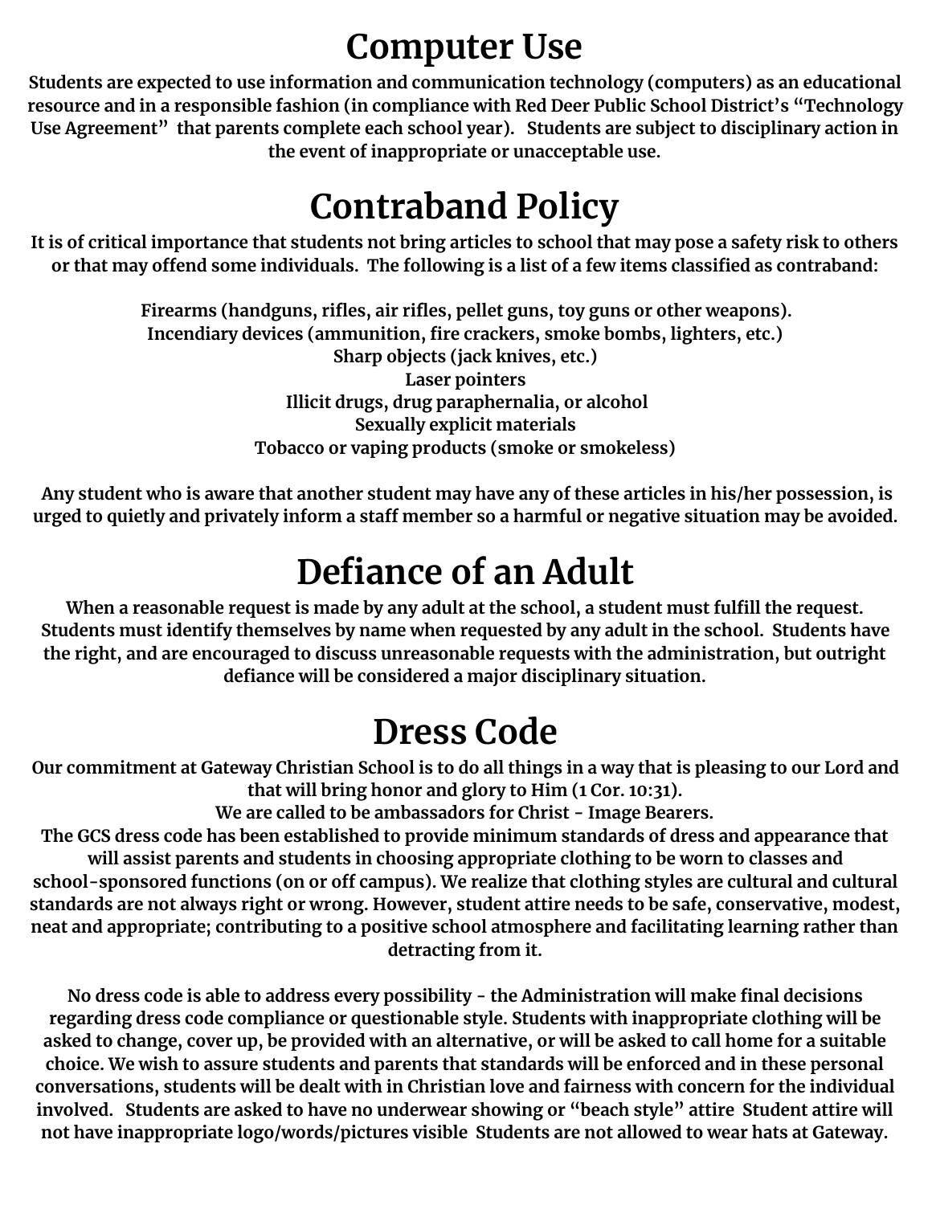# Computer Use

**Students are expected to use information and communication technology (computers) as an educational resource and in a responsible fashion (in compliance with Red Deer Public School District's "Technology Use Agreement" that parents complete each school year). Students are subject to disciplinary action in the event of inappropriate or unacceptable use.**

# Contraband Policy

**It is of critical importance that students not bring articles to school that may pose a safety risk to others or that may offend some individuals. The following is a list of a few items classified as contraband:**

**Firearms (handguns, rifles, air rifles, pellet guns, toy guns or other weapons).**
**Incendiary devices (ammunition, fire crackers, smoke bombs, lighters, etc.)**
**Sharp objects (jack knives, etc.)**
**Laser pointers**
**Illicit drugs, drug paraphernalia, or alcohol**
**Sexually explicit materials**
**Tobacco or vaping products (smoke or smokeless)**

**Any student who is aware that another student may have any of these articles in his/her possession, is urged to quietly and privately inform a staff member so a harmful or negative situation may be avoided.**

# Defiance of an Adult

**When a reasonable request is made by any adult at the school, a student must fulfill the request. Students must identify themselves by name when requested by any adult in the school. Students have the right, and are encouraged to discuss unreasonable requests with the administration, but outright defiance will be considered a major disciplinary situation.**

# Dress Code

**Our commitment at Gateway Christian School is to do all things in a way that is pleasing to our Lord and that will bring honor and glory to Him (1 Cor. 10:31).**
**We are called to be ambassadors for Christ - Image Bearers.**
**The GCS dress code has been established to provide minimum standards of dress and appearance that will assist parents and students in choosing appropriate clothing to be worn to classes and school-sponsored functions (on or off campus). We realize that clothing styles are cultural and cultural standards are not always right or wrong. However, student attire needs to be safe, conservative, modest, neat and appropriate; contributing to a positive school atmosphere and facilitating learning rather than detracting from it.**

**No dress code is able to address every possibility - the Administration will make final decisions regarding dress code compliance or questionable style. Students with inappropriate clothing will be asked to change, cover up, be provided with an alternative, or will be asked to call home for a suitable choice. We wish to assure students and parents that standards will be enforced and in these personal conversations, students will be dealt with in Christian love and fairness with concern for the individual involved. Students are asked to have no underwear showing or "beach style" attire Student attire will not have inappropriate logo/words/pictures visible Students are not allowed to wear hats at Gateway.**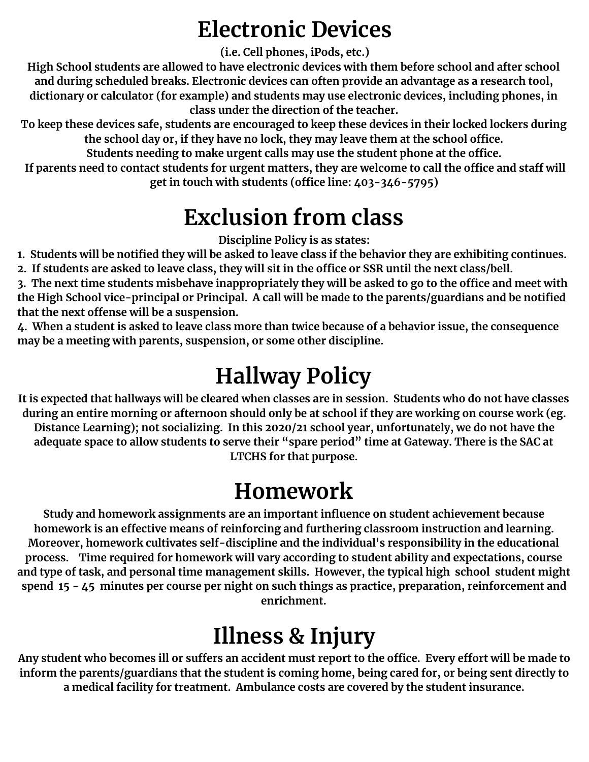# Electronic Devices

**(i.e. Cell phones, iPods, etc.)**

**High School students are allowed to have electronic devices with them before school and after school and during scheduled breaks. Electronic devices can often provide an advantage as a research tool, dictionary or calculator (for example) and students may use electronic devices, including phones, in class under the direction of the teacher.**

**To keep these devices safe, students are encouraged to keep these devices in their locked lockers during the school day or, if they have no lock, they may leave them at the school office.**

**Students needing to make urgent calls may use the student phone at the office.**

**If parents need to contact students for urgent matters, they are welcome to call the office and staff will get in touch with students (office line: 403-346-5795)**

# Exclusion from class

**Discipline Policy is as states:**

1. **Students will be notified they will be asked to leave class if the behavior they are exhibiting continues.**
2. **If students are asked to leave class, they will sit in the office or SSR until the next class/bell.**
3. **The next time students misbehave inappropriately they will be asked to go to the office and meet with the High School vice-principal or Principal. A call will be made to the parents/guardians and be notified that the next offense will be a suspension.**
4. **When a student is asked to leave class more than twice because of a behavior issue, the consequence may be a meeting with parents, suspension, or some other discipline.**

# Hallway Policy

**It is expected that hallways will be cleared when classes are in session. Students who do not have classes during an entire morning or afternoon should only be at school if they are working on course work (eg. Distance Learning); not socializing. In this 2020/21 school year, unfortunately, we do not have the adequate space to allow students to serve their "spare period" time at Gateway. There is the SAC at LTCHS for that purpose.**

# Homework

**Study and homework assignments are an important influence on student achievement because homework is an effective means of reinforcing and furthering classroom instruction and learning. Moreover, homework cultivates self-discipline and the individual's responsibility in the educational process. Time required for homework will vary according to student ability and expectations, course and type of task, and personal time management skills. However, the typical high school student might spend 15 - 45 minutes per course per night on such things as practice, preparation, reinforcement and enrichment.**

# Illness & Injury

**Any student who becomes ill or suffers an accident must report to the office. Every effort will be made to inform the parents/guardians that the student is coming home, being cared for, or being sent directly to a medical facility for treatment. Ambulance costs are covered by the student insurance.**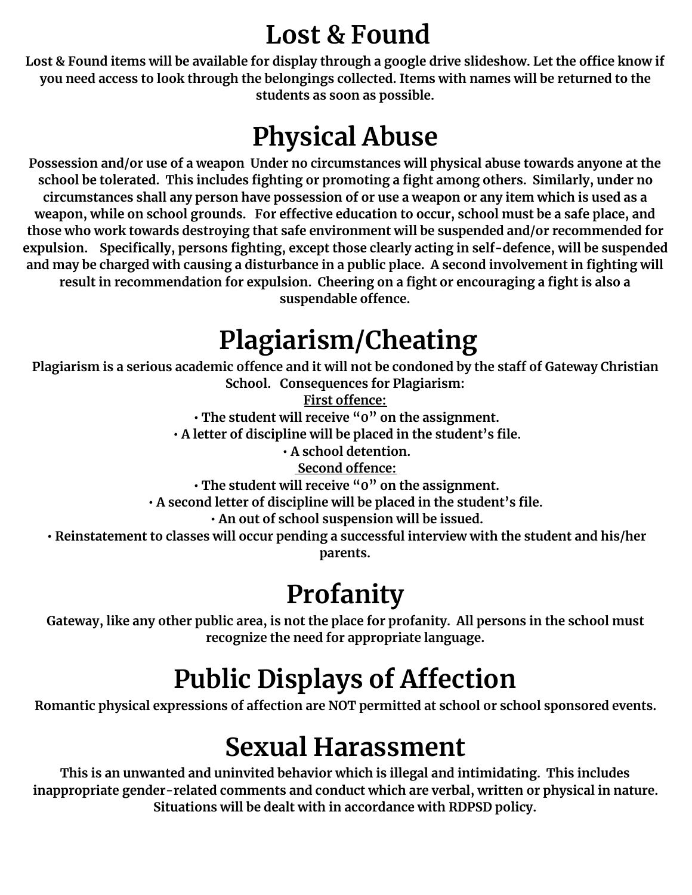# Lost & Found

**Lost & Found items will be available for display through a google drive slideshow. Let the office know if you need access to look through the belongings collected. Items with names will be returned to the students as soon as possible.**

# Physical Abuse

**Possession and/or use of a weapon Under no circumstances will physical abuse towards anyone at the school be tolerated. This includes fighting or promoting a fight among others. Similarly, under no circumstances shall any person have possession of or use a weapon or any item which is used as a weapon, while on school grounds. For effective education to occur, school must be a safe place, and those who work towards destroying that safe environment will be suspended and/or recommended for expulsion. Specifically, persons fighting, except those clearly acting in self-defence, will be suspended and may be charged with causing a disturbance in a public place. A second involvement in fighting will result in recommendation for expulsion. Cheering on a fight or encouraging a fight is also a suspendable offence.**

# Plagiarism/Cheating

**Plagiarism is a serious academic offence and it will not be condoned by the staff of Gateway Christian School. Consequences for Plagiarism:**

**First offence:**

- **The student will receive "0" on the assignment.**
- **A letter of discipline will be placed in the student's file.**
- **A school detention.**

**Second offence:**

- **The student will receive "0" on the assignment.**
- **A second letter of discipline will be placed in the student's file.**
- **An out of school suspension will be issued.**
- **Reinstatement to classes will occur pending a successful interview with the student and his/her parents.**

# Profanity

**Gateway, like any other public area, is not the place for profanity. All persons in the school must recognize the need for appropriate language.**

# Public Displays of Affection

**Romantic physical expressions of affection are NOT permitted at school or school sponsored events.**

# Sexual Harassment

**This is an unwanted and uninvited behavior which is illegal and intimidating. This includes inappropriate gender-related comments and conduct which are verbal, written or physical in nature. Situations will be dealt with in accordance with RDPSD policy.**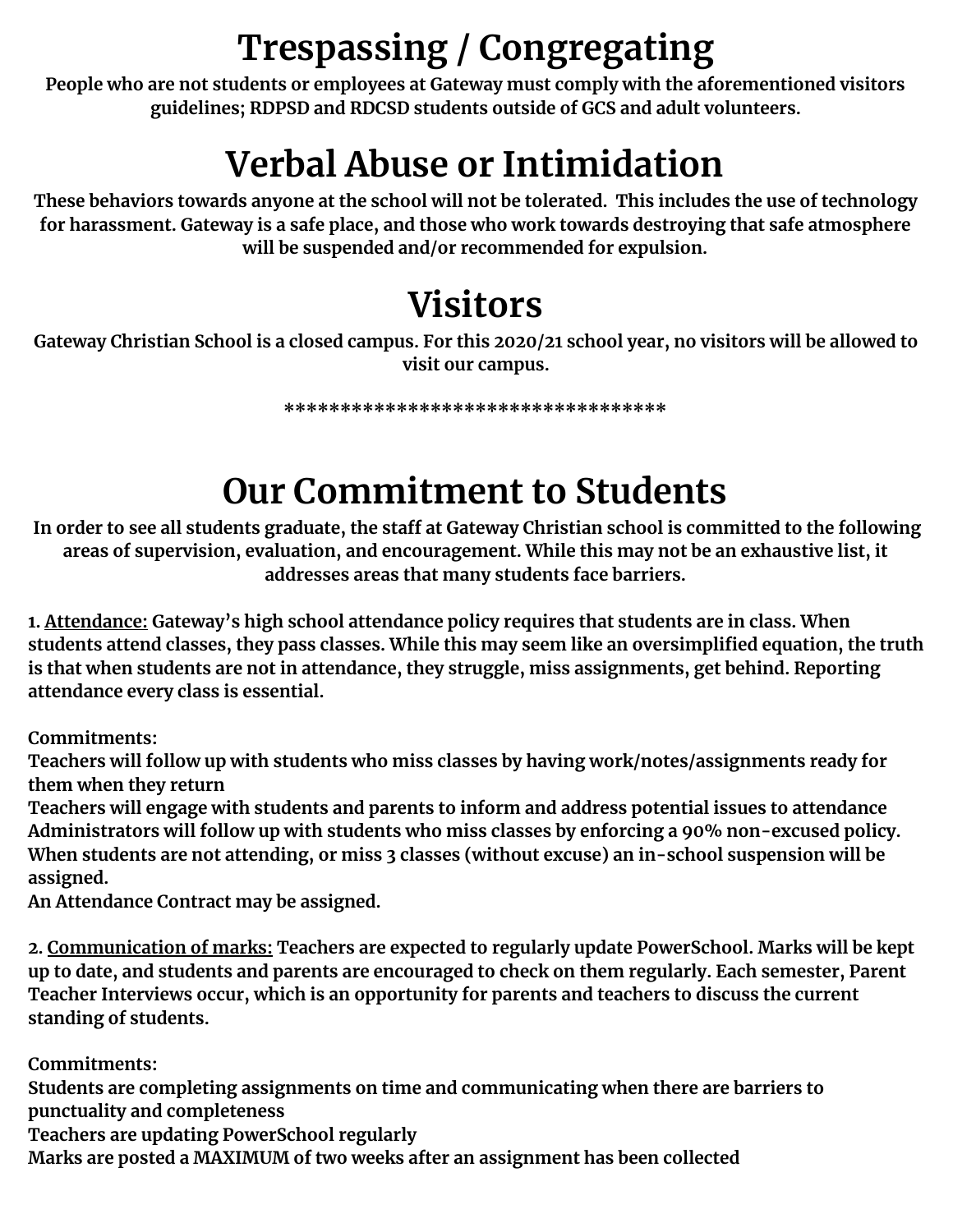# Trespassing / Congregating

**People who are not students or employees at Gateway must comply with the aforementioned visitors guidelines; RDPSD and RDCSD students outside of GCS and adult volunteers.**

# Verbal Abuse or Intimidation

**These behaviors towards anyone at the school will not be tolerated. This includes the use of technology for harassment. Gateway is a safe place, and those who work towards destroying that safe atmosphere will be suspended and/or recommended for expulsion.**

# Visitors

**Gateway Christian School is a closed campus. For this 2020/21 school year, no visitors will be allowed to visit our campus.**

**********************************

# Our Commitment to Students

**In order to see all students graduate, the staff at Gateway Christian school is committed to the following areas of supervision, evaluation, and encouragement. While this may not be an exhaustive list, it addresses areas that many students face barriers.**

**1. <u>Attendance:</u> Gateway's high school attendance policy requires that students are in class. When students attend classes, they pass classes. While this may seem like an oversimplified equation, the truth is that when students are not in attendance, they struggle, miss assignments, get behind. Reporting attendance every class is essential.**

**Commitments:**
**Teachers will follow up with students who miss classes by having work/notes/assignments ready for them when they return**
**Teachers will engage with students and parents to inform and address potential issues to attendance**
**Administrators will follow up with students who miss classes by enforcing a 90% non-excused policy. When students are not attending, or miss 3 classes (without excuse) an in-school suspension will be assigned.**
**An Attendance Contract may be assigned.**

**2. <u>Communication of marks:</u> Teachers are expected to regularly update PowerSchool. Marks will be kept up to date, and students and parents are encouraged to check on them regularly. Each semester, Parent Teacher Interviews occur, which is an opportunity for parents and teachers to discuss the current standing of students.**

**Commitments:**
**Students are completing assignments on time and communicating when there are barriers to punctuality and completeness**
**Teachers are updating PowerSchool regularly**
**Marks are posted a MAXIMUM of two weeks after an assignment has been collected**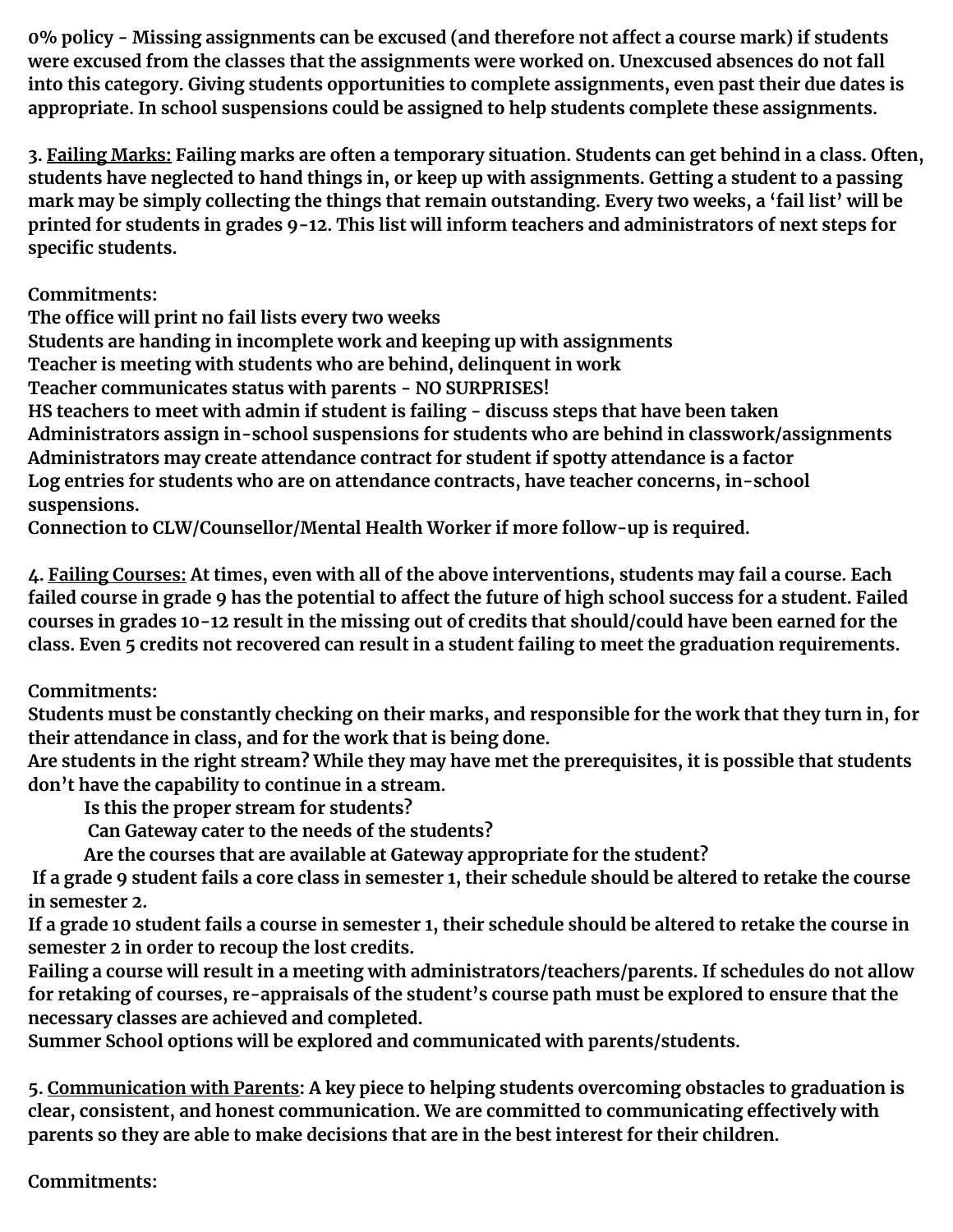**0% policy - Missing assignments can be excused (and therefore not affect a course mark) if students were excused from the classes that the assignments were worked on. Unexcused absences do not fall into this category. Giving students opportunities to complete assignments, even past their due dates is appropriate. In school suspensions could be assigned to help students complete these assignments.**

**3. <u>Failing Marks:</u> Failing marks are often a temporary situation. Students can get behind in a class. Often, students have neglected to hand things in, or keep up with assignments. Getting a student to a passing mark may be simply collecting the things that remain outstanding. Every two weeks, a 'fail list' will be printed for students in grades 9-12. This list will inform teachers and administrators of next steps for specific students.**

**Commitments:**
**The office will print no fail lists every two weeks**
**Students are handing in incomplete work and keeping up with assignments**
**Teacher is meeting with students who are behind, delinquent in work**
**Teacher communicates status with parents - NO SURPRISES!**
**HS teachers to meet with admin if student is failing - discuss steps that have been taken**
**Administrators assign in-school suspensions for students who are behind in classwork/assignments**
**Administrators may create attendance contract for student if spotty attendance is a factor**
**Log entries for students who are on attendance contracts, have teacher concerns, in-school suspensions.**
**Connection to CLW/Counsellor/Mental Health Worker if more follow-up is required.**

**4. <u>Failing Courses:</u> At times, even with all of the above interventions, students may fail a course. Each failed course in grade 9 has the potential to affect the future of high school success for a student. Failed courses in grades 10-12 result in the missing out of credits that should/could have been earned for the class. Even 5 credits not recovered can result in a student failing to meet the graduation requirements.**

**Commitments:**
**Students must be constantly checking on their marks, and responsible for the work that they turn in, for their attendance in class, and for the work that is being done.**
**Are students in the right stream? While they may have met the prerequisites, it is possible that students don't have the capability to continue in a stream.**

- **Is this the proper stream for students?**
- **Can Gateway cater to the needs of the students?**
- **Are the courses that are available at Gateway appropriate for the student?**

**If a grade 9 student fails a core class in semester 1, their schedule should be altered to retake the course in semester 2.**
**If a grade 10 student fails a course in semester 1, their schedule should be altered to retake the course in semester 2 in order to recoup the lost credits.**
**Failing a course will result in a meeting with administrators/teachers/parents. If schedules do not allow for retaking of courses, re-appraisals of the student's course path must be explored to ensure that the necessary classes are achieved and completed.**
**Summer School options will be explored and communicated with parents/students.**

**5. <u>Communication with Parents</u>: A key piece to helping students overcoming obstacles to graduation is clear, consistent, and honest communication. We are committed to communicating effectively with parents so they are able to make decisions that are in the best interest for their children.**

**Commitments:**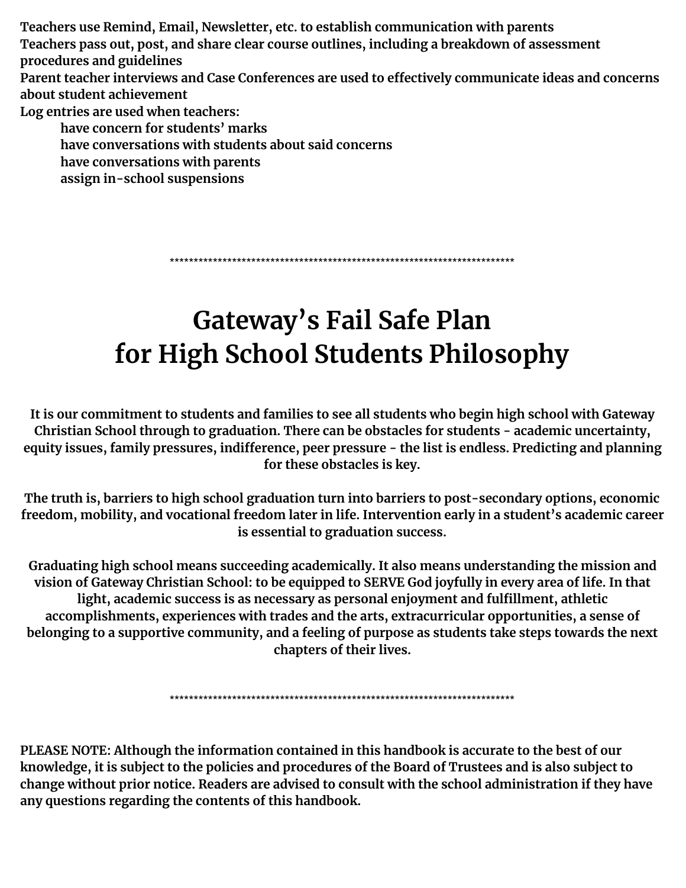**Teachers use Remind, Email, Newsletter, etc. to establish communication with parents**
**Teachers pass out, post, and share clear course outlines, including a breakdown of assessment procedures and guidelines**
**Parent teacher interviews and Case Conferences are used to effectively communicate ideas and concerns about student achievement**
**Log entries are used when teachers:**

- **have concern for students' marks**
- **have conversations with students about said concerns**
- **have conversations with parents**
- **assign in-school suspensions**

\*\*\*\*\*\*\*\*\*\*\*\*\*\*\*\*\*\*\*\*\*\*\*\*\*\*\*\*\*\*\*\*\*\*\*\*\*\*\*\*\*\*\*\*\*\*\*\*\*\*\*\*\*\*\*\*\*\*\*\*\*\*\*\*\*\*\*\*\*\*\*\*

# Gateway's Fail Safe Plan for High School Students Philosophy

**It is our commitment to students and families to see all students who begin high school with Gateway Christian School through to graduation. There can be obstacles for students - academic uncertainty, equity issues, family pressures, indifference, peer pressure - the list is endless. Predicting and planning for these obstacles is key.**

**The truth is, barriers to high school graduation turn into barriers to post-secondary options, economic freedom, mobility, and vocational freedom later in life. Intervention early in a student's academic career is essential to graduation success.**

**Graduating high school means succeeding academically. It also means understanding the mission and vision of Gateway Christian School: to be equipped to SERVE God joyfully in every area of life. In that light, academic success is as necessary as personal enjoyment and fulfillment, athletic accomplishments, experiences with trades and the arts, extracurricular opportunities, a sense of belonging to a supportive community, and a feeling of purpose as students take steps towards the next chapters of their lives.**

\*\*\*\*\*\*\*\*\*\*\*\*\*\*\*\*\*\*\*\*\*\*\*\*\*\*\*\*\*\*\*\*\*\*\*\*\*\*\*\*\*\*\*\*\*\*\*\*\*\*\*\*\*\*\*\*\*\*\*\*\*\*\*\*\*\*\*\*\*\*\*\*

**PLEASE NOTE: Although the information contained in this handbook is accurate to the best of our knowledge, it is subject to the policies and procedures of the Board of Trustees and is also subject to change without prior notice. Readers are advised to consult with the school administration if they have any questions regarding the contents of this handbook.**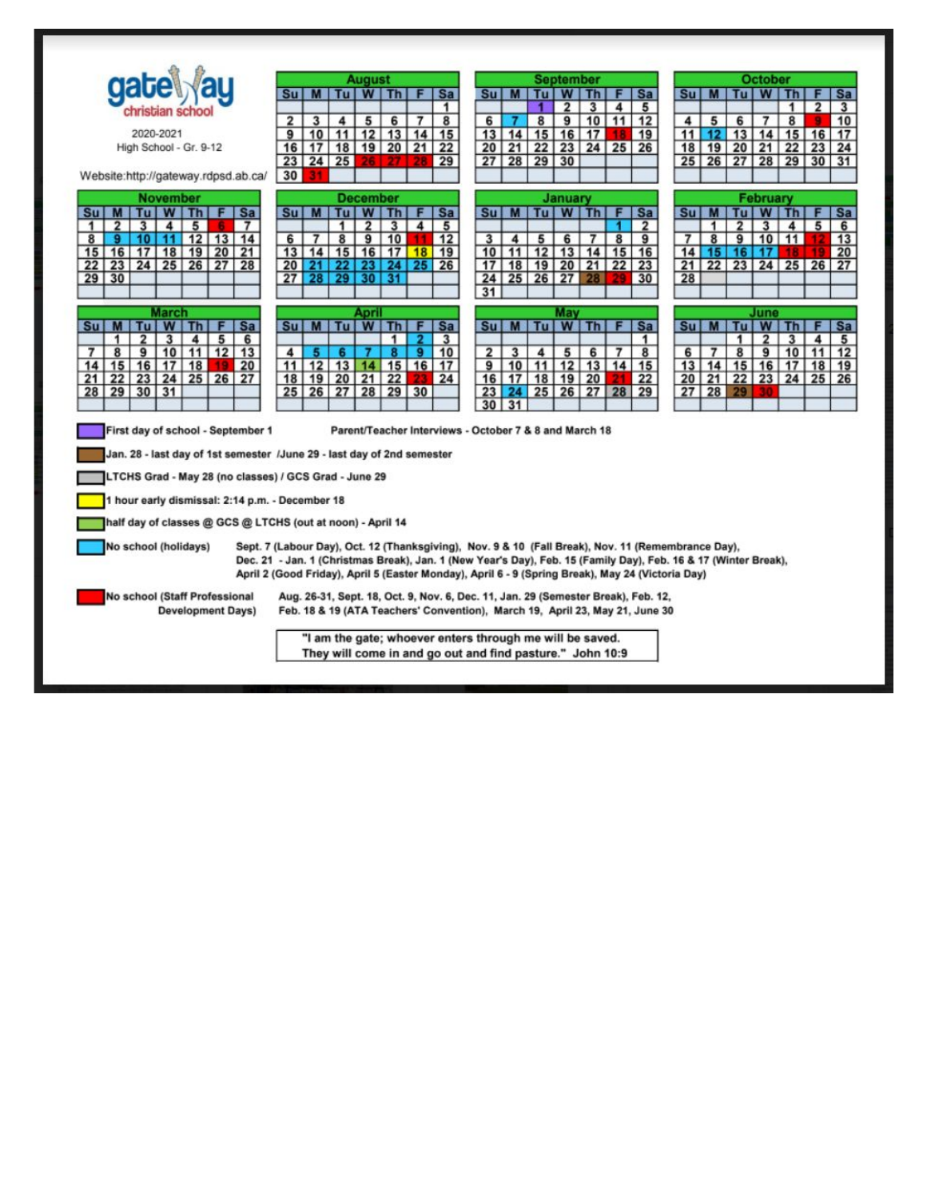# gateway christian school

2020-2021
High School - Gr. 9-12

Website:http://gateway.rdpsd.ab.ca/

**August**

| Su | M | Tu | W | Th | F | Sa |
|---|---|---|---|---|---|---|
| | | | | | | 1 |
| 2 | 3 | 4 | 5 | 6 | 7 | 8 |
| 9 | 10 | 11 | 12 | 13 | 14 | 15 |
| 16 | 17 | 18 | 19 | 20 | 21 | 22 |
| 23 | 24 | 25 | 26 | 27 | 28 | 29 |
| 30 | 31 | | | | | |

**September**

| Su | M | Tu | W | Th | F | Sa |
|---|---|---|---|---|---|---|
| | | 1 | 2 | 3 | 4 | 5 |
| 6 | 7 | 8 | 9 | 10 | 11 | 12 |
| 13 | 14 | 15 | 16 | 17 | 18 | 19 |
| 20 | 21 | 22 | 23 | 24 | 25 | 26 |
| 27 | 28 | 29 | 30 | | | |

**October**

| Su | M | Tu | W | Th | F | Sa |
|---|---|---|---|---|---|---|
| | | | | 1 | 2 | 3 |
| 4 | 5 | 6 | 7 | 8 | 9 | 10 |
| 11 | 12 | 13 | 14 | 15 | 16 | 17 |
| 18 | 19 | 20 | 21 | 22 | 23 | 24 |
| 25 | 26 | 27 | 28 | 29 | 30 | 31 |

**November**

| Su | M | Tu | W | Th | F | Sa |
|---|---|---|---|---|---|---|
| 1 | 2 | 3 | 4 | 5 | 6 | 7 |
| 8 | 9 | 10 | 11 | 12 | 13 | 14 |
| 15 | 16 | 17 | 18 | 19 | 20 | 21 |
| 22 | 23 | 24 | 25 | 26 | 27 | 28 |
| 29 | 30 | | | | | |

**December**

| Su | M | Tu | W | Th | F | Sa |
|---|---|---|---|---|---|---|
| | | 1 | 2 | 3 | 4 | 5 |
| 6 | 7 | 8 | 9 | 10 | 11 | 12 |
| 13 | 14 | 15 | 16 | 17 | 18 | 19 |
| 20 | 21 | 22 | 23 | 24 | 25 | 26 |
| 27 | 28 | 29 | 30 | 31 | | |

**January**

| Su | M | Tu | W | Th | F | Sa |
|---|---|---|---|---|---|---|
| | | | | | 1 | 2 |
| 3 | 4 | 5 | 6 | 7 | 8 | 9 |
| 10 | 11 | 12 | 13 | 14 | 15 | 16 |
| 17 | 18 | 19 | 20 | 21 | 22 | 23 |
| 24 | 25 | 26 | 27 | 28 | 29 | 30 |
| 31 | | | | | | |

**February**

| Su | M | Tu | W | Th | F | Sa |
|---|---|---|---|---|---|---|
| | 1 | 2 | 3 | 4 | 5 | 6 |
| 7 | 8 | 9 | 10 | 11 | 12 | 13 |
| 14 | 15 | 16 | 17 | 18 | 19 | 20 |
| 21 | 22 | 23 | 24 | 25 | 26 | 27 |
| 28 | | | | | | |

**March**

| Su | M | Tu | W | Th | F | Sa |
|---|---|---|---|---|---|---|
| | 1 | 2 | 3 | 4 | 5 | 6 |
| 7 | 8 | 9 | 10 | 11 | 12 | 13 |
| 14 | 15 | 16 | 17 | 18 | 19 | 20 |
| 21 | 22 | 23 | 24 | 25 | 26 | 27 |
| 28 | 29 | 30 | 31 | | | |

**April**

| Su | M | Tu | W | Th | F | Sa |
|---|---|---|---|---|---|---|
| | | | | 1 | 2 | 3 |
| 4 | 5 | 6 | 7 | 8 | 9 | 10 |
| 11 | 12 | 13 | 14 | 15 | 16 | 17 |
| 18 | 19 | 20 | 21 | 22 | 23 | 24 |
| 25 | 26 | 27 | 28 | 29 | 30 | |

**May**

| Su | M | Tu | W | Th | F | Sa |
|---|---|---|---|---|---|---|
| | | | | | | 1 |
| 2 | 3 | 4 | 5 | 6 | 7 | 8 |
| 9 | 10 | 11 | 12 | 13 | 14 | 15 |
| 16 | 17 | 18 | 19 | 20 | 21 | 22 |
| 23 | 24 | 25 | 26 | 27 | 28 | 29 |
| 30 | 31 | | | | | |

**June**

| Su | M | Tu | W | Th | F | Sa |
|---|---|---|---|---|---|---|
| | | 1 | 2 | 3 | 4 | 5 |
| 6 | 7 | 8 | 9 | 10 | 11 | 12 |
| 13 | 14 | 15 | 16 | 17 | 18 | 19 |
| 20 | 21 | 22 | 23 | 24 | 25 | 26 |
| 27 | 28 | 29 | 30 | | | |

- First day of school - September 1
- Parent/Teacher Interviews - October 7 & 8 and March 18
- Jan. 28 - last day of 1st semester /June 29 - last day of 2nd semester
- LTCHS Grad - May 28 (no classes) / GCS Grad - June 29
- 1 hour early dismissal: 2:14 p.m. - December 18
- half day of classes @ GCS @ LTCHS (out at noon) - April 14
- No school (holidays): Sept. 7 (Labour Day), Oct. 12 (Thanksgiving), Nov. 9 & 10 (Fall Break), Nov. 11 (Remembrance Day), Dec. 21 - Jan. 1 (Christmas Break), Jan. 1 (New Year's Day), Feb. 15 (Family Day), Feb. 16 & 17 (Winter Break), April 2 (Good Friday), April 5 (Easter Monday), April 6 - 9 (Spring Break), May 24 (Victoria Day)
- No school (Staff Professional Development Days): Aug. 26-31, Sept. 18, Oct. 9, Nov. 6, Dec. 11, Jan. 29 (Semester Break), Feb. 12, Feb. 18 & 19 (ATA Teachers' Convention), March 19, April 23, May 21, June 30

"I am the gate; whoever enters through me will be saved.
They will come in and go out and find pasture." John 10:9